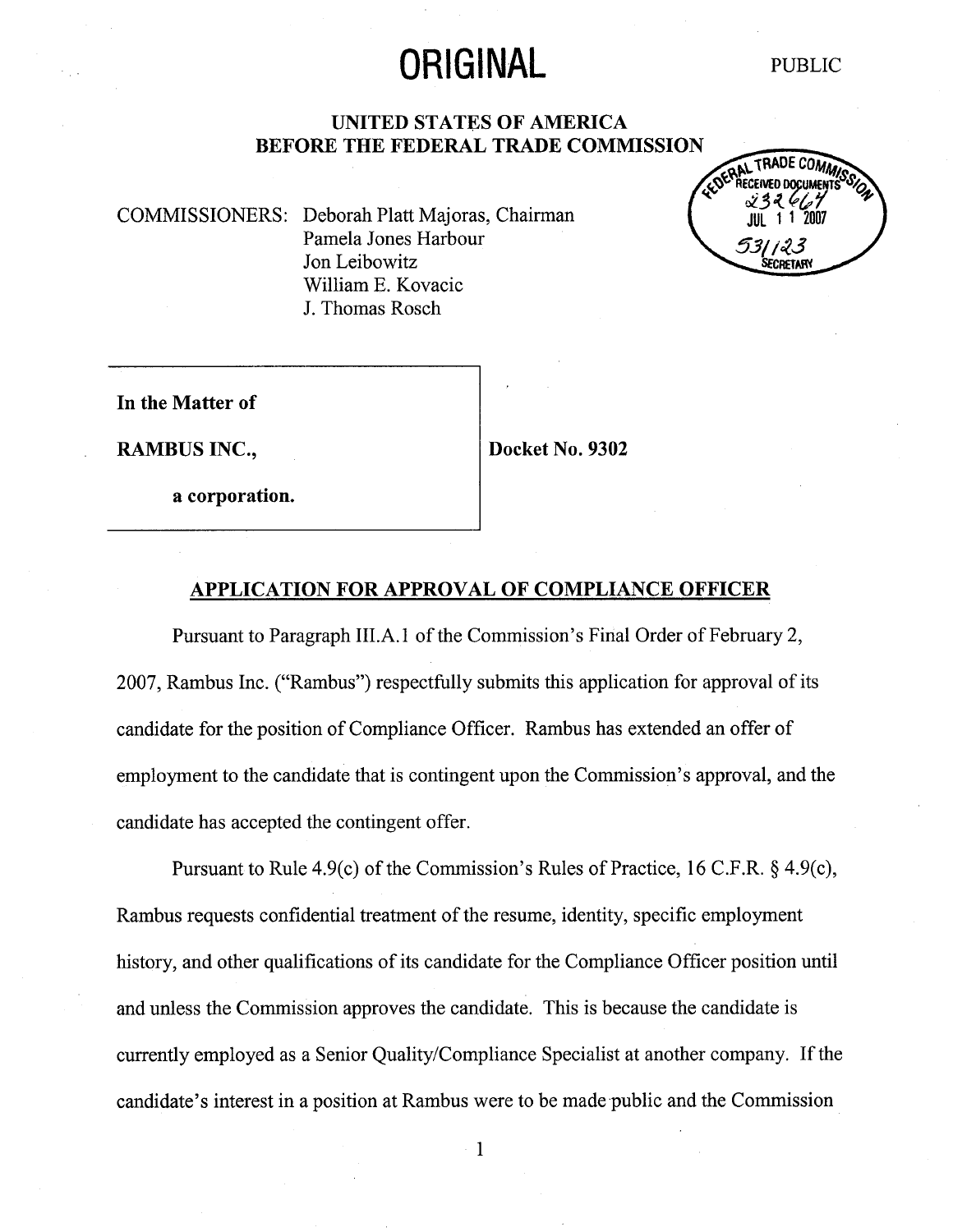# ORIGINAL

PUBLIC

## UNITED STATES OF AMERICA
## BEFORE THE FEDERAL TRADE COMMISSION

COMMISSIONERS: Deborah Platt Majoras, Chairman
Pamela Jones Harbour
Jon Leibowitz
William E. Kovacic
J. Thomas Rosch

| | |
|---|---|
| **In the Matter of**<br><br>**RAMBUS INC.,**<br><br>**a corporation.** | **Docket No. 9302** |

## APPLICATION FOR APPROVAL OF COMPLIANCE OFFICER

Pursuant to Paragraph III.A.1 of the Commission's Final Order of February 2, 2007, Rambus Inc. ("Rambus") respectfully submits this application for approval of its candidate for the position of Compliance Officer. Rambus has extended an offer of employment to the candidate that is contingent upon the Commission's approval, and the candidate has accepted the contingent offer.

Pursuant to Rule 4.9(c) of the Commission's Rules of Practice, 16 C.F.R. § 4.9(c), Rambus requests confidential treatment of the resume, identity, specific employment history, and other qualifications of its candidate for the Compliance Officer position until and unless the Commission approves the candidate. This is because the candidate is currently employed as a Senior Quality/Compliance Specialist at another company. If the candidate's interest in a position at Rambus were to be made public and the Commission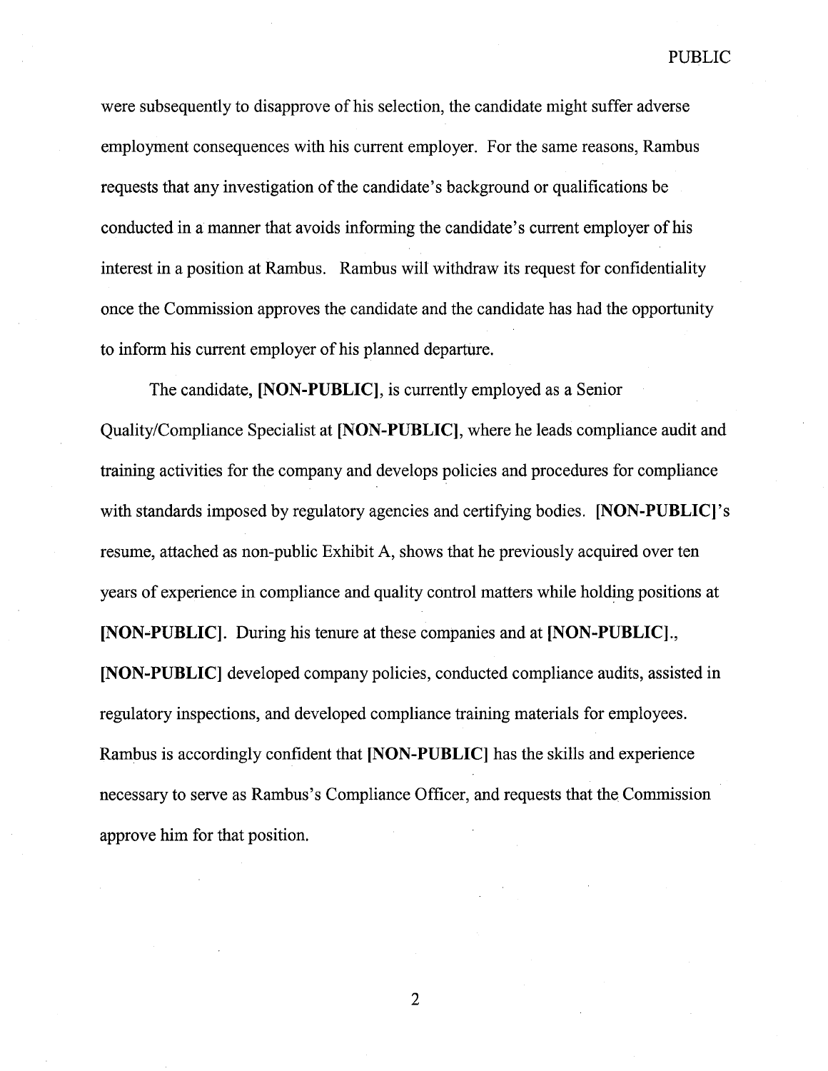were subsequently to disapprove of his selection, the candidate might suffer adverse employment consequences with his current employer. For the same reasons, Rambus requests that any investigation of the candidate's background or qualifications be conducted in a manner that avoids informing the candidate's current employer of his interest in a position at Rambus. Rambus will withdraw its request for confidentiality once the Commission approves the candidate and the candidate has had the opportunity to inform his current employer of his planned departure.

The candidate, **[NON-PUBLIC]**, is currently employed as a Senior Quality/Compliance Specialist at **[NON-PUBLIC]**, where he leads compliance audit and training activities for the company and develops policies and procedures for compliance with standards imposed by regulatory agencies and certifying bodies. **[NON-PUBLIC]**'s resume, attached as non-public Exhibit A, shows that he previously acquired over ten years of experience in compliance and quality control matters while holding positions at **[NON-PUBLIC]**. During his tenure at these companies and at **[NON-PUBLIC]**., **[NON-PUBLIC]** developed company policies, conducted compliance audits, assisted in regulatory inspections, and developed compliance training materials for employees. Rambus is accordingly confident that **[NON-PUBLIC]** has the skills and experience necessary to serve as Rambus's Compliance Officer, and requests that the Commission approve him for that position.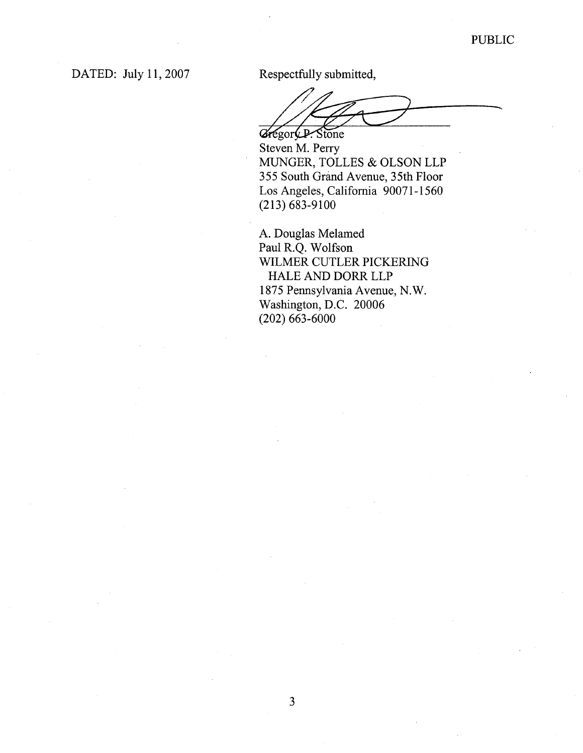PUBLIC

DATED: July 11, 2007

Respectfully submitted,

Gregory P. Stone
Steven M. Perry
MUNGER, TOLLES & OLSON LLP
355 South Grand Avenue, 35th Floor
Los Angeles, California 90071-1560
(213) 683-9100

A. Douglas Melamed
Paul R.Q. Wolfson
WILMER CUTLER PICKERING
HALE AND DORR LLP
1875 Pennsylvania Avenue, N.W.
Washington, D.C. 20006
(202) 663-6000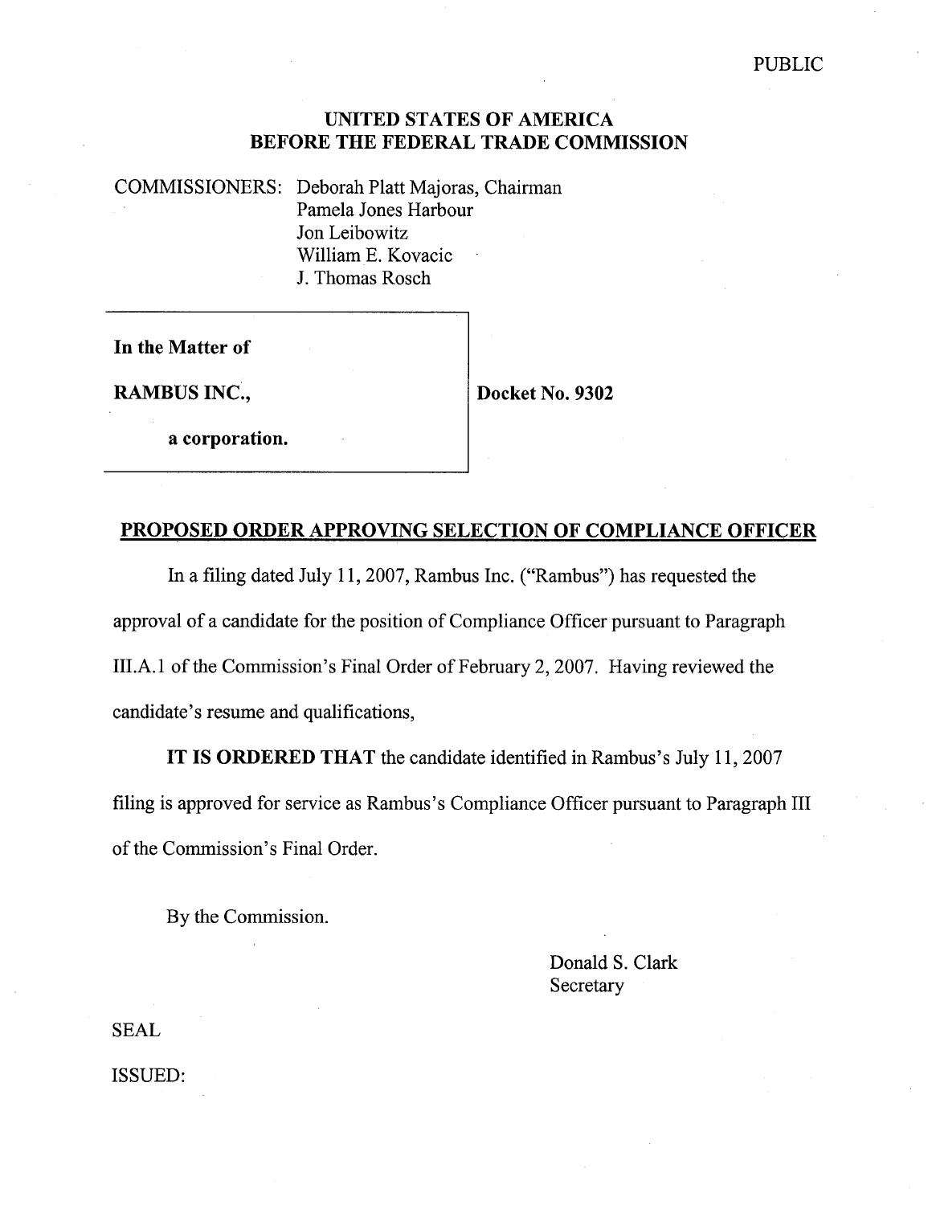PUBLIC

# UNITED STATES OF AMERICA
# BEFORE THE FEDERAL TRADE COMMISSION

COMMISSIONERS: Deborah Platt Majoras, Chairman
Pamela Jones Harbour
Jon Leibowitz
William E. Kovacic
J. Thomas Rosch

| | |
|---|---|
| **In the Matter of** | |
| **RAMBUS INC.,** | **Docket No. 9302** |
| **a corporation.** | |

## PROPOSED ORDER APPROVING SELECTION OF COMPLIANCE OFFICER

In a filing dated July 11, 2007, Rambus Inc. ("Rambus") has requested the approval of a candidate for the position of Compliance Officer pursuant to Paragraph III.A.1 of the Commission's Final Order of February 2, 2007. Having reviewed the candidate's resume and qualifications,

**IT IS ORDERED THAT** the candidate identified in Rambus's July 11, 2007 filing is approved for service as Rambus's Compliance Officer pursuant to Paragraph III of the Commission's Final Order.

By the Commission.

Donald S. Clark
Secretary

SEAL

ISSUED: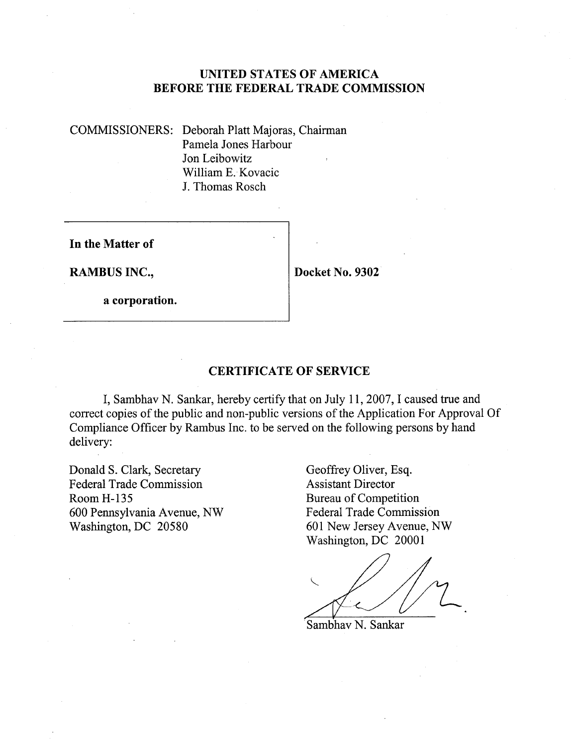# UNITED STATES OF AMERICA
# BEFORE THE FEDERAL TRADE COMMISSION

COMMISSIONERS: Deborah Platt Majoras, Chairman
Pamela Jones Harbour
Jon Leibowitz
William E. Kovacic
J. Thomas Rosch

| | |
|---|---|
| **In the Matter of**<br><br>**RAMBUS INC.,**<br><br>**a corporation.** | **Docket No. 9302** |

## CERTIFICATE OF SERVICE

I, Sambhav N. Sankar, hereby certify that on July 11, 2007, I caused true and correct copies of the public and non-public versions of the Application For Approval Of Compliance Officer by Rambus Inc. to be served on the following persons by hand delivery:

Donald S. Clark, Secretary
Federal Trade Commission
Room H-135
600 Pennsylvania Avenue, NW
Washington, DC 20580

Geoffrey Oliver, Esq.
Assistant Director
Bureau of Competition
Federal Trade Commission
601 New Jersey Avenue, NW
Washington, DC 20001

Sambhav N. Sankar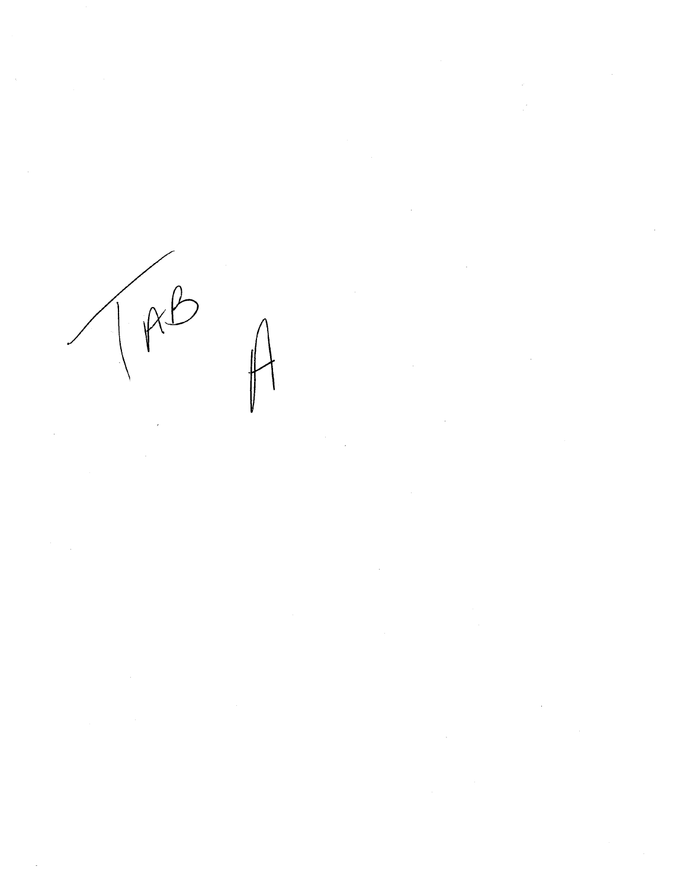TAB A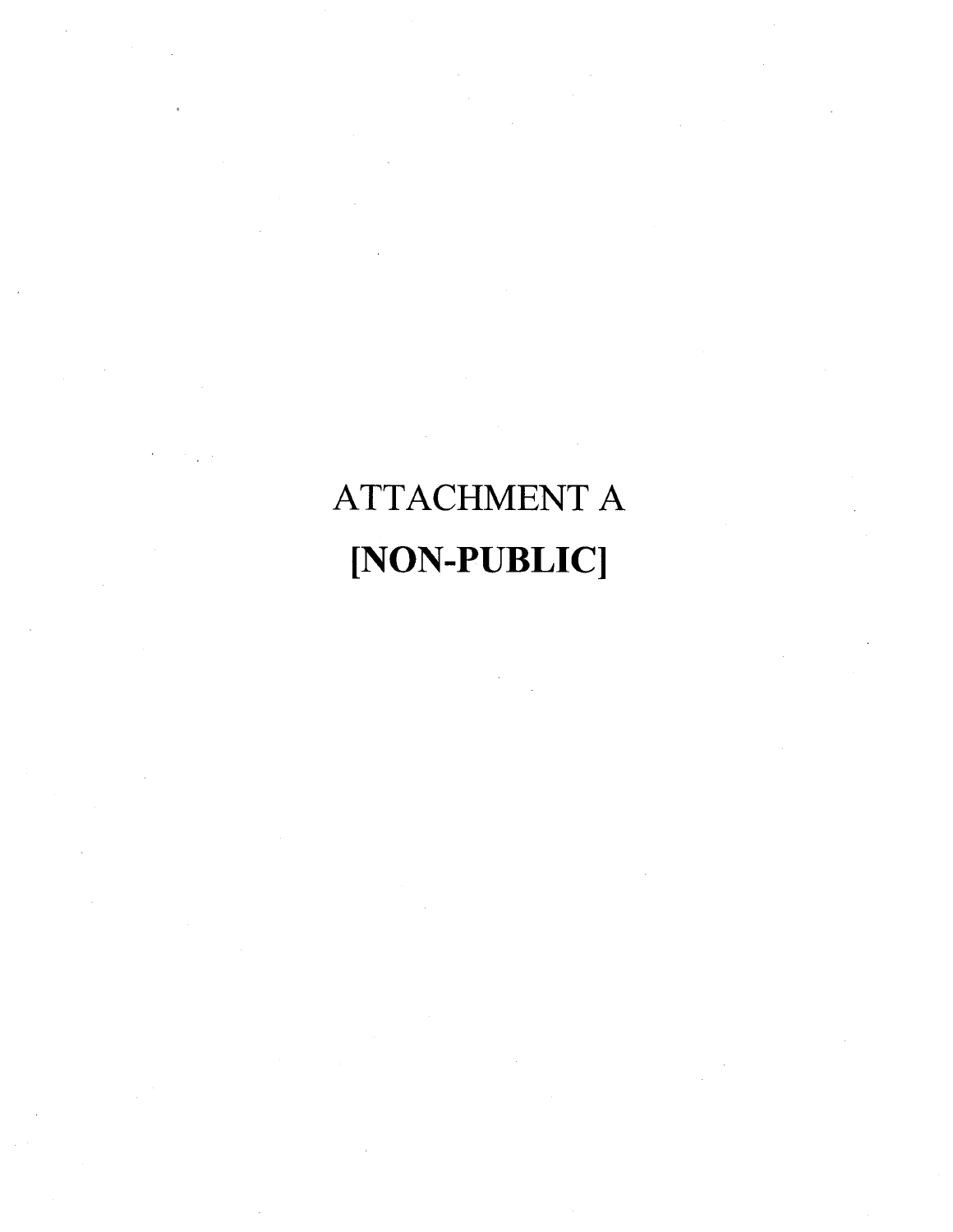# ATTACHMENT A

# [NON-PUBLIC]